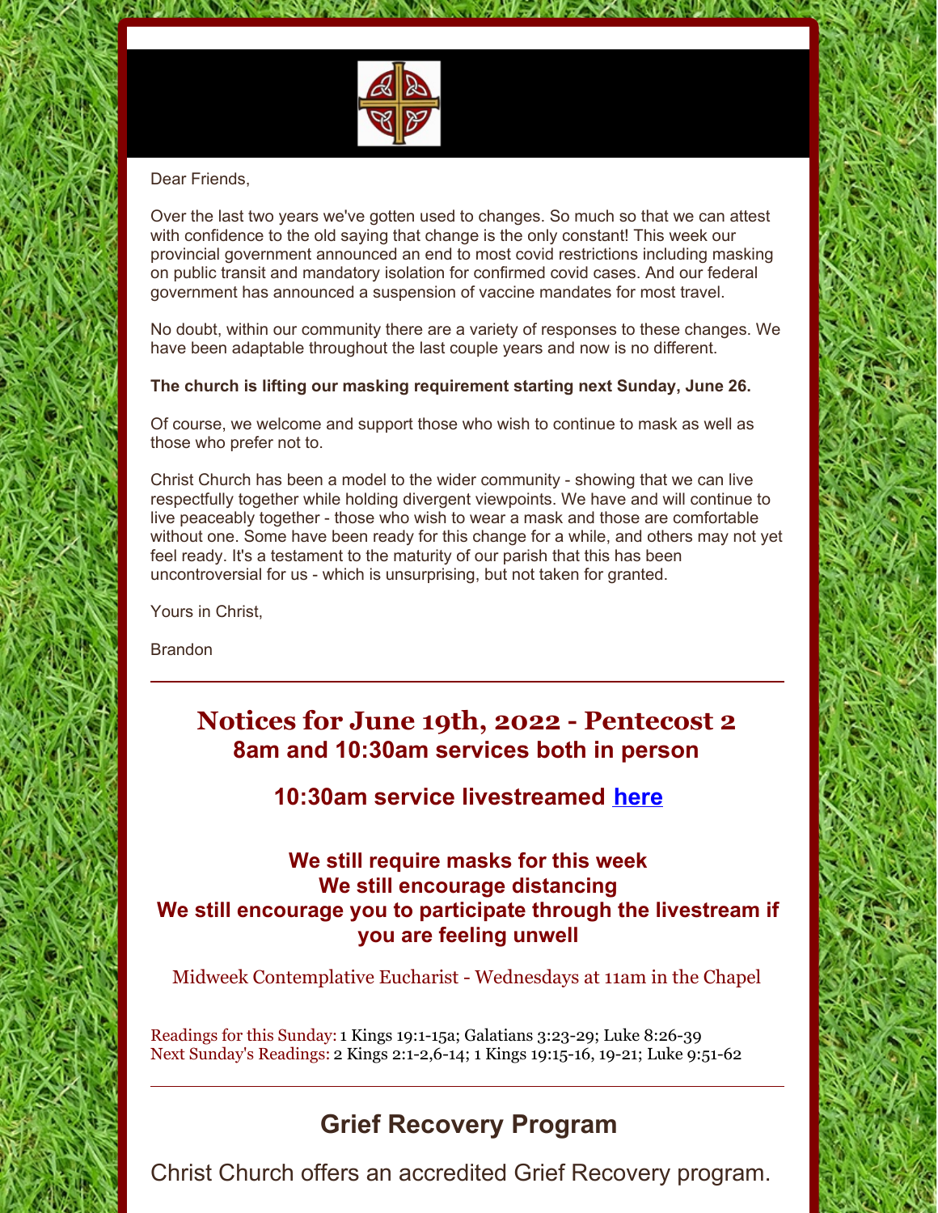Dear Friends,

Over the last two years we've gotten used to changes. So much so that we can attest with confidence to the old saying that change is the only constant! This week our provincial government announced an end to most covid restrictions including masking on public transit and mandatory isolation for confirmed covid cases. And our federal government has announced a suspension of vaccine mandates for most travel.

No doubt, within our community there are a variety of responses to these changes. We have been adaptable throughout the last couple years and now is no different.

**The church is lifting our masking requirement starting next Sunday, June 26.**

Of course, we welcome and support those who wish to continue to mask as well as those who prefer not to.

Christ Church has been a model to the wider community - showing that we can live respectfully together while holding divergent viewpoints. We have and will continue to live peaceably together - those who wish to wear a mask and those are comfortable without one. Some have been ready for this change for a while, and others may not yet feel ready. It's a testament to the maturity of our parish that this has been uncontroversial for us - which is unsurprising, but not taken for granted.

Yours in Christ,

Brandon

---

## Notices for June 19th, 2022 - Pentecost 2
## 8am and 10:30am services both in person

### 10:30am service livestreamed [here]

### We still require masks for this week
### We still encourage distancing
### We still encourage you to participate through the livestream if you are feeling unwell

Midweek Contemplative Eucharist - Wednesdays at 11am in the Chapel

Readings for this Sunday: 1 Kings 19:1-15a; Galatians 3:23-29; Luke 8:26-39
Next Sunday's Readings: 2 Kings 2:1-2,6-14; 1 Kings 19:15-16, 19-21; Luke 9:51-62

---

## Grief Recovery Program

Christ Church offers an accredited Grief Recovery program.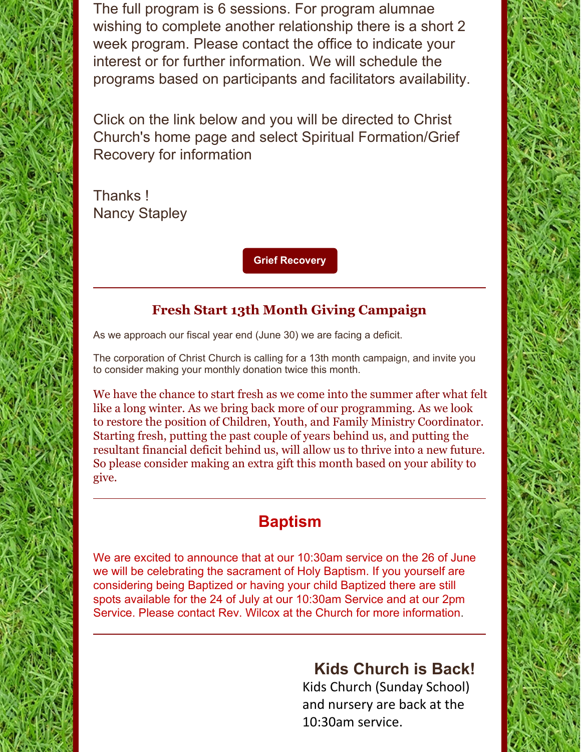The full program is 6 sessions. For program alumnae wishing to complete another relationship there is a short 2 week program. Please contact the office to indicate your interest or for further information. We will schedule the programs based on participants and facilitators availability.

Click on the link below and you will be directed to Christ Church's home page and select Spiritual Formation/Grief Recovery for information

Thanks !
Nancy Stapley

**Grief Recovery**

---

## Fresh Start 13th Month Giving Campaign

As we approach our fiscal year end (June 30) we are facing a deficit.

The corporation of Christ Church is calling for a 13th month campaign, and invite you to consider making your monthly donation twice this month.

We have the chance to start fresh as we come into the summer after what felt like a long winter. As we bring back more of our programming. As we look to restore the position of Children, Youth, and Family Ministry Coordinator. Starting fresh, putting the past couple of years behind us, and putting the resultant financial deficit behind us, will allow us to thrive into a new future. So please consider making an extra gift this month based on your ability to give.

---

## Baptism

We are excited to announce that at our 10:30am service on the 26 of June we will be celebrating the sacrament of Holy Baptism. If you yourself are considering being Baptized or having your child Baptized there are still spots available for the 24 of July at our 10:30am Service and at our 2pm Service. Please contact Rev. Wilcox at the Church for more information.

---

## Kids Church is Back!

Kids Church (Sunday School) and nursery are back at the 10:30am service.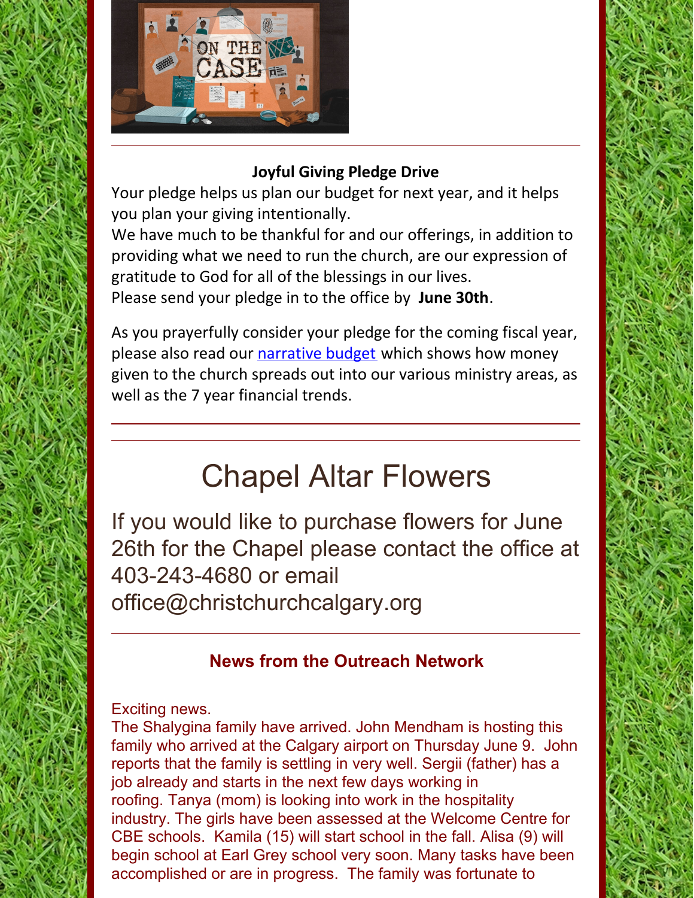**Joyful Giving Pledge Drive**

Your pledge helps us plan our budget for next year, and it helps you plan your giving intentionally.
We have much to be thankful for and our offerings, in addition to providing what we need to run the church, are our expression of gratitude to God for all of the blessings in our lives.
Please send your pledge in to the office by **June 30th**.

As you prayerfully consider your pledge for the coming fiscal year, please also read our narrative budget which shows how money given to the church spreads out into our various ministry areas, as well as the 7 year financial trends.

---

# Chapel Altar Flowers

If you would like to purchase flowers for June 26th for the Chapel please contact the office at 403-243-4680 or email office@christchurchcalgary.org

---

### News from the Outreach Network

Exciting news.
The Shalygina family have arrived. John Mendham is hosting this family who arrived at the Calgary airport on Thursday June 9. John reports that the family is settling in very well. Sergii (father) has a job already and starts in the next few days working in roofing. Tanya (mom) is looking into work in the hospitality industry. The girls have been assessed at the Welcome Centre for CBE schools. Kamila (15) will start school in the fall. Alisa (9) will begin school at Earl Grey school very soon. Many tasks have been accomplished or are in progress. The family was fortunate to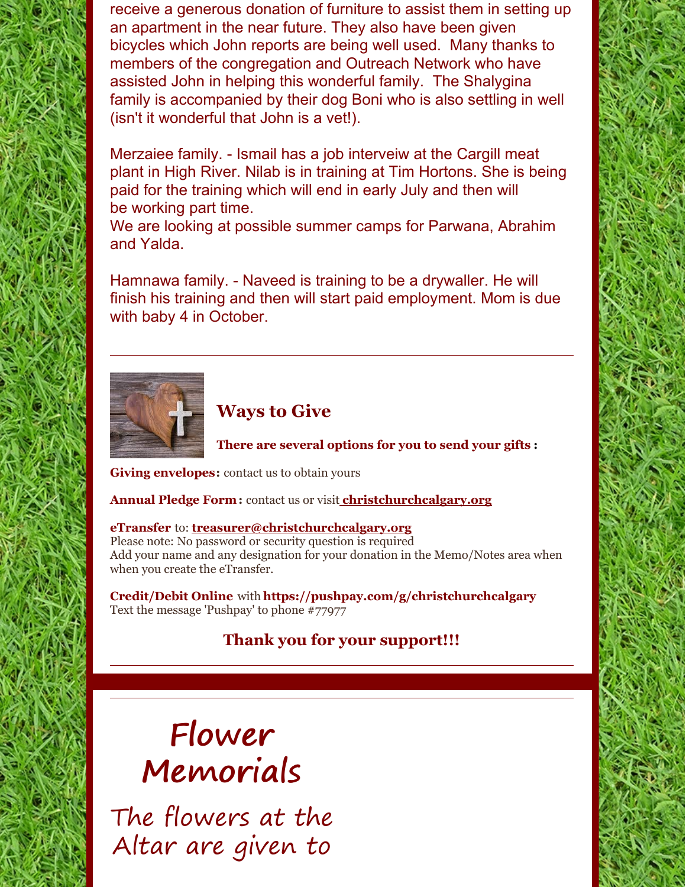receive a generous donation of furniture to assist them in setting up an apartment in the near future. They also have been given bicycles which John reports are being well used. Many thanks to members of the congregation and Outreach Network who have assisted John in helping this wonderful family. The Shalygina family is accompanied by their dog Boni who is also settling in well (isn't it wonderful that John is a vet!).

Merzaiee family. - Ismail has a job interveiw at the Cargill meat plant in High River. Nilab is in training at Tim Hortons. She is being paid for the training which will end in early July and then will be working part time.
We are looking at possible summer camps for Parwana, Abrahim and Yalda.

Hamnawa family. - Naveed is training to be a drywaller. He will finish his training and then will start paid employment. Mom is due with baby 4 in October.

---

## Ways to Give

**There are several options for you to send your gifts :**

**Giving envelopes:** contact us to obtain yours

**Annual Pledge Form:** contact us or visit **christchurchcalgary.org**

**eTransfer** to: **treasurer@christchurchcalgary.org**
Please note: No password or security question is required
Add your name and any designation for your donation in the Memo/Notes area when when you create the eTransfer.

**Credit/Debit Online** with **https://pushpay.com/g/christchurchcalgary**
Text the message 'Pushpay' to phone #77977

**Thank you for your support!!!**

---

# Flower Memorials

The flowers at the Altar are given to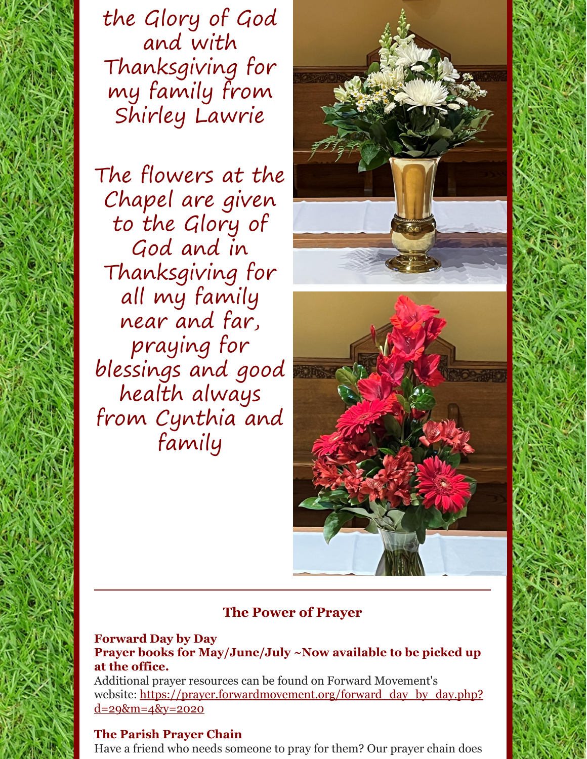the Glory of God and with Thanksgiving for my family from Shirley Lawrie

The flowers at the Chapel are given to the Glory of God and in Thanksgiving for all my family near and far, praying for blessings and good health always from Cynthia and family

---

## The Power of Prayer

**Forward Day by Day**
**Prayer books for May/June/July ~Now available to be picked up at the office.**
Additional prayer resources can be found on Forward Movement's website: https://prayer.forwardmovement.org/forward_day_by_day.php?d=29&m=4&y=2020

**The Parish Prayer Chain**
Have a friend who needs someone to pray for them? Our prayer chain does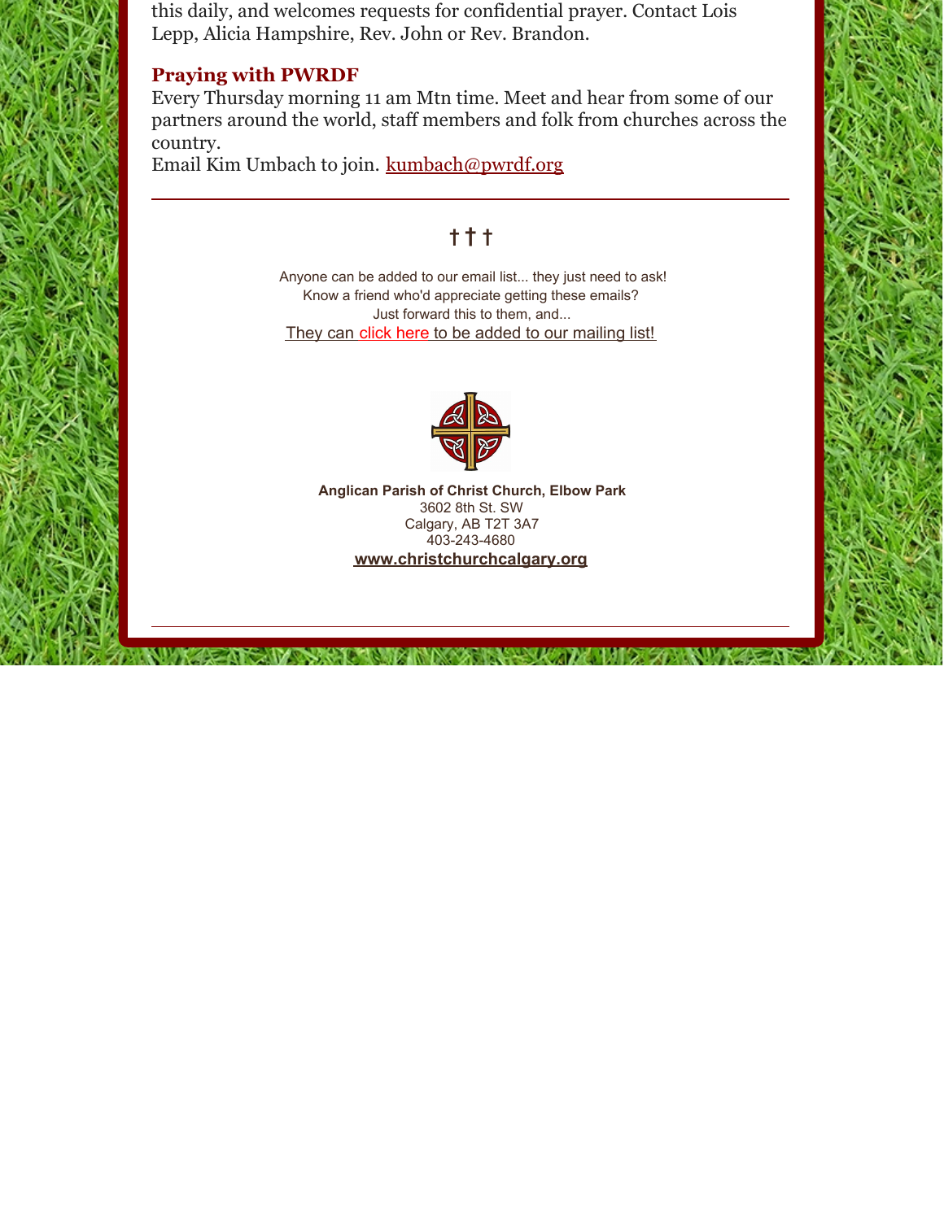this daily, and welcomes requests for confidential prayer. Contact Lois Lepp, Alicia Hampshire, Rev. John or Rev. Brandon.

### Praying with PWRDF

Every Thursday morning 11 am Mtn time. Meet and hear from some of our partners around the world, staff members and folk from churches across the country.
Email Kim Umbach to join. kumbach@pwrdf.org

---

† † †

Anyone can be added to our email list... they just need to ask!
Know a friend who'd appreciate getting these emails?
Just forward this to them, and...
They can click here to be added to our mailing list!

**Anglican Parish of Christ Church, Elbow Park**
3602 8th St. SW
Calgary, AB T2T 3A7
403-243-4680
**www.christchurchcalgary.org**